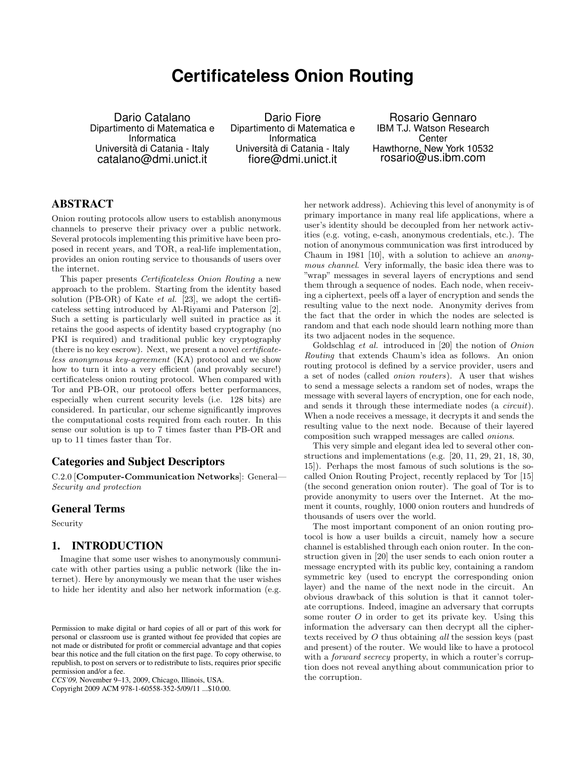# Certificateless Onion Routing

Dario Catalano
Dipartimento di Matematica e Informatica
Università di Catania - Italy
catalano@dmi.unict.it

Dario Fiore
Dipartimento di Matematica e Informatica
Università di Catania - Italy
fiore@dmi.unict.it

Rosario Gennaro
IBM T.J. Watson Research Center
Hawthorne, New York 10532
rosario@us.ibm.com

## ABSTRACT

Onion routing protocols allow users to establish anonymous channels to preserve their privacy over a public network. Several protocols implementing this primitive have been proposed in recent years, and TOR, a real-life implementation, provides an onion routing service to thousands of users over the internet.

This paper presents *Certificateless Onion Routing* a new approach to the problem. Starting from the identity based solution (PB-OR) of Kate *et al.* [23], we adopt the certificateless setting introduced by Al-Riyami and Paterson [2]. Such a setting is particularly well suited in practice as it retains the good aspects of identity based cryptography (no PKI is required) and traditional public key cryptography (there is no key escrow). Next, we present a novel *certificateless anonymous key-agreement* (KA) protocol and we show how to turn it into a very efficient (and provably secure!) certificateless onion routing protocol. When compared with Tor and PB-OR, our protocol offers better performances, especially when current security levels (i.e. 128 bits) are considered. In particular, our scheme significantly improves the computational costs required from each router. In this sense our solution is up to 7 times faster than PB-OR and up to 11 times faster than Tor.

## Categories and Subject Descriptors

C.2.0 [**Computer-Communication Networks**]: General—*Security and protection*

## General Terms

Security

## 1. INTRODUCTION

Imagine that some user wishes to anonymously communicate with other parties using a public network (like the internet). Here by anonymously we mean that the user wishes to hide her identity and also her network information (e.g. her network address). Achieving this level of anonymity is of primary importance in many real life applications, where a user's identity should be decoupled from her network activities (e.g. voting, e-cash, anonymous credentials, etc.). The notion of anonymous communication was first introduced by Chaum in 1981 [10], with a solution to achieve an *anonymous channel*. Very informally, the basic idea there was to "wrap" messages in several layers of encryptions and send them through a sequence of nodes. Each node, when receiving a ciphertext, peels off a layer of encryption and sends the resulting value to the next node. Anonymity derives from the fact that the order in which the nodes are selected is random and that each node should learn nothing more than its two adjacent nodes in the sequence.

Goldschlag *et al.* introduced in [20] the notion of *Onion Routing* that extends Chaum's idea as follows. An onion routing protocol is defined by a service provider, users and a set of nodes (called *onion routers*). A user that wishes to send a message selects a random set of nodes, wraps the message with several layers of encryption, one for each node, and sends it through these intermediate nodes (a *circuit*). When a node receives a message, it decrypts it and sends the resulting value to the next node. Because of their layered composition such wrapped messages are called *onions*.

This very simple and elegant idea led to several other constructions and implementations (e.g. [20, 11, 29, 21, 18, 30, 15]). Perhaps the most famous of such solutions is the so-called Onion Routing Project, recently replaced by Tor [15] (the second generation onion router). The goal of Tor is to provide anonymity to users over the Internet. At the moment it counts, roughly, 1000 onion routers and hundreds of thousands of users over the world.

The most important component of an onion routing protocol is how a user builds a circuit, namely how a secure channel is established through each onion router. In the construction given in [20] the user sends to each onion router a message encrypted with its public key, containing a random symmetric key (used to encrypt the corresponding onion layer) and the name of the next node in the circuit. An obvious drawback of this solution is that it cannot tolerate corruptions. Indeed, imagine an adversary that corrupts some router $O$ in order to get its private key. Using this information the adversary can then decrypt all the ciphertexts received by $O$ thus obtaining *all* the session keys (past and present) of the router. We would like to have a protocol with a *forward secrecy* property, in which a router's corruption does not reveal anything about communication prior to the corruption.

Permission to make digital or hard copies of all or part of this work for personal or classroom use is granted without fee provided that copies are not made or distributed for profit or commercial advantage and that copies bear this notice and the full citation on the first page. To copy otherwise, to republish, to post on servers or to redistribute to lists, requires prior specific permission and/or a fee.
*CCS'09,* November 9–13, 2009, Chicago, Illinois, USA.
Copyright 2009 ACM 978-1-60558-352-5/09/11 ...$10.00.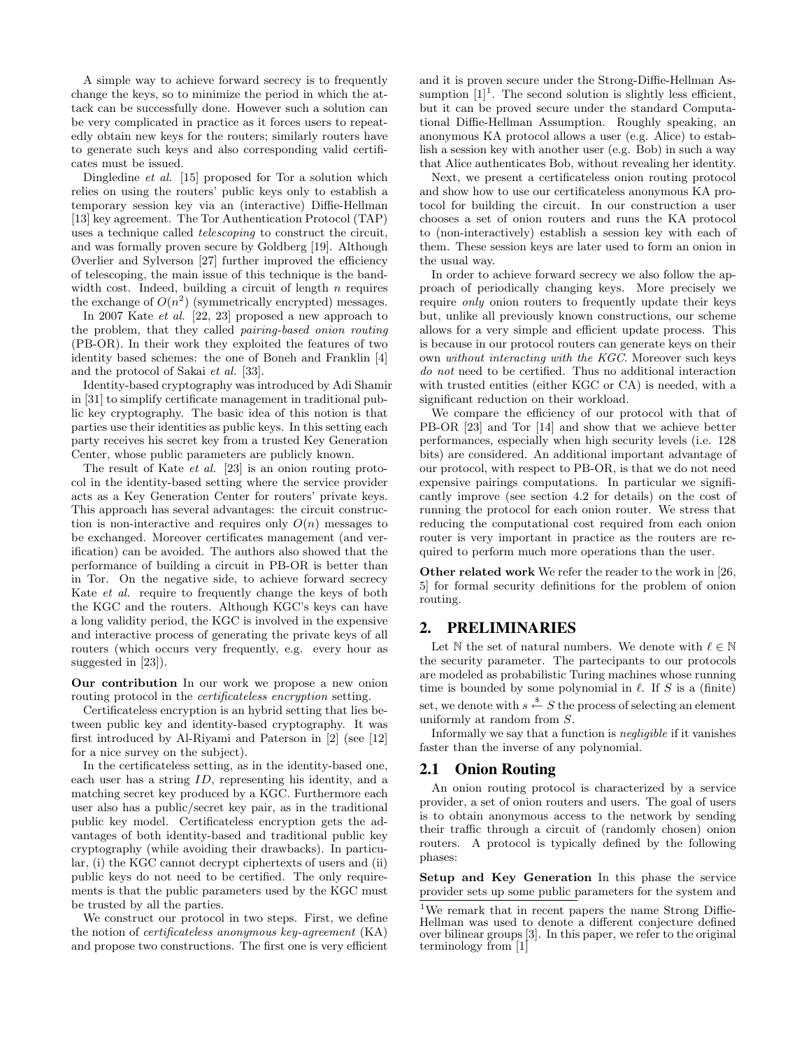A simple way to achieve forward secrecy is to frequently change the keys, so to minimize the period in which the attack can be successfully done. However such a solution can be very complicated in practice as it forces users to repeatedly obtain new keys for the routers; similarly routers have to generate such keys and also corresponding valid certificates must be issued.

Dingledine *et al.* [15] proposed for Tor a solution which relies on using the routers' public keys only to establish a temporary session key via an (interactive) Diffie-Hellman [13] key agreement. The Tor Authentication Protocol (TAP) uses a technique called *telescoping* to construct the circuit, and was formally proven secure by Goldberg [19]. Although Øverlier and Sylverson [27] further improved the efficiency of telescoping, the main issue of this technique is the bandwidth cost. Indeed, building a circuit of length $n$ requires the exchange of $O(n^2)$ (symmetrically encrypted) messages.

In 2007 Kate *et al.* [22, 23] proposed a new approach to the problem, that they called *pairing-based onion routing* (PB-OR). In their work they exploited the features of two identity based schemes: the one of Boneh and Franklin [4] and the protocol of Sakai *et al.* [33].

Identity-based cryptography was introduced by Adi Shamir in [31] to simplify certificate management in traditional public key cryptography. The basic idea of this notion is that parties use their identities as public keys. In this setting each party receives his secret key from a trusted Key Generation Center, whose public parameters are publicly known.

The result of Kate *et al.* [23] is an onion routing protocol in the identity-based setting where the service provider acts as a Key Generation Center for routers' private keys. This approach has several advantages: the circuit construction is non-interactive and requires only $O(n)$ messages to be exchanged. Moreover certificates management (and verification) can be avoided. The authors also showed that the performance of building a circuit in PB-OR is better than in Tor. On the negative side, to achieve forward secrecy Kate *et al.* require to frequently change the keys of both the KGC and the routers. Although KGC's keys can have a long validity period, the KGC is involved in the expensive and interactive process of generating the private keys of all routers (which occurs very frequently, e.g. every hour as suggested in [23]).

**Our contribution** In our work we propose a new onion routing protocol in the *certificateless encryption* setting.

Certificateless encryption is an hybrid setting that lies between public key and identity-based cryptography. It was first introduced by Al-Riyami and Paterson in [2] (see [12] for a nice survey on the subject).

In the certificateless setting, as in the identity-based one, each user has a string $ID$, representing his identity, and a matching secret key produced by a KGC. Furthermore each user also has a public/secret key pair, as in the traditional public key model. Certificateless encryption gets the advantages of both identity-based and traditional public key cryptography (while avoiding their drawbacks). In particular, (i) the KGC cannot decrypt ciphertexts of users and (ii) public keys do not need to be certified. The only requirements is that the public parameters used by the KGC must be trusted by all the parties.

We construct our protocol in two steps. First, we define the notion of *certificateless anonymous key-agreement* (KA) and propose two constructions. The first one is very efficient and it is proven secure under the Strong-Diffie-Hellman Assumption [1][1]. The second solution is slightly less efficient, but it can be proved secure under the standard Computational Diffie-Hellman Assumption. Roughly speaking, an anonymous KA protocol allows a user (e.g. Alice) to establish a session key with another user (e.g. Bob) in such a way that Alice authenticates Bob, without revealing her identity.

Next, we present a certificateless onion routing protocol and show how to use our certificateless anonymous KA protocol for building the circuit. In our construction a user chooses a set of onion routers and runs the KA protocol to (non-interactively) establish a session key with each of them. These session keys are later used to form an onion in the usual way.

In order to achieve forward secrecy we also follow the approach of periodically changing keys. More precisely we require *only* onion routers to frequently update their keys but, unlike all previously known constructions, our scheme allows for a very simple and efficient update process. This is because in our protocol routers can generate keys on their own *without interacting with the KGC*. Moreover such keys *do not* need to be certified. Thus no additional interaction with trusted entities (either KGC or CA) is needed, with a significant reduction on their workload.

We compare the efficiency of our protocol with that of PB-OR [23] and Tor [14] and show that we achieve better performances, especially when high security levels (i.e. 128 bits) are considered. An additional important advantage of our protocol, with respect to PB-OR, is that we do not need expensive pairings computations. In particular we significantly improve (see section 4.2 for details) on the cost of running the protocol for each onion router. We stress that reducing the computational cost required from each onion router is very important in practice as the routers are required to perform much more operations than the user.

**Other related work** We refer the reader to the work in [26, 5] for formal security definitions for the problem of onion routing.

## 2. PRELIMINARIES

Let $\mathbb{N}$ the set of natural numbers. We denote with $\ell \in \mathbb{N}$ the security parameter. The partecipants to our protocols are modeled as probabilistic Turing machines whose running time is bounded by some polynomial in $\ell$. If $S$ is a (finite) set, we denote with $s \xleftarrow{\$} S$ the process of selecting an element uniformly at random from $S$.

Informally we say that a function is *negligible* if it vanishes faster than the inverse of any polynomial.

### 2.1 Onion Routing

An onion routing protocol is characterized by a service provider, a set of onion routers and users. The goal of users is to obtain anonymous access to the network by sending their traffic through a circuit of (randomly chosen) onion routers. A protocol is typically defined by the following phases:

**Setup and Key Generation** In this phase the service provider sets up some public parameters for the system and

[1] We remark that in recent papers the name Strong Diffie-Hellman was used to denote a different conjecture defined over bilinear groups [3]. In this paper, we refer to the original terminology from [1]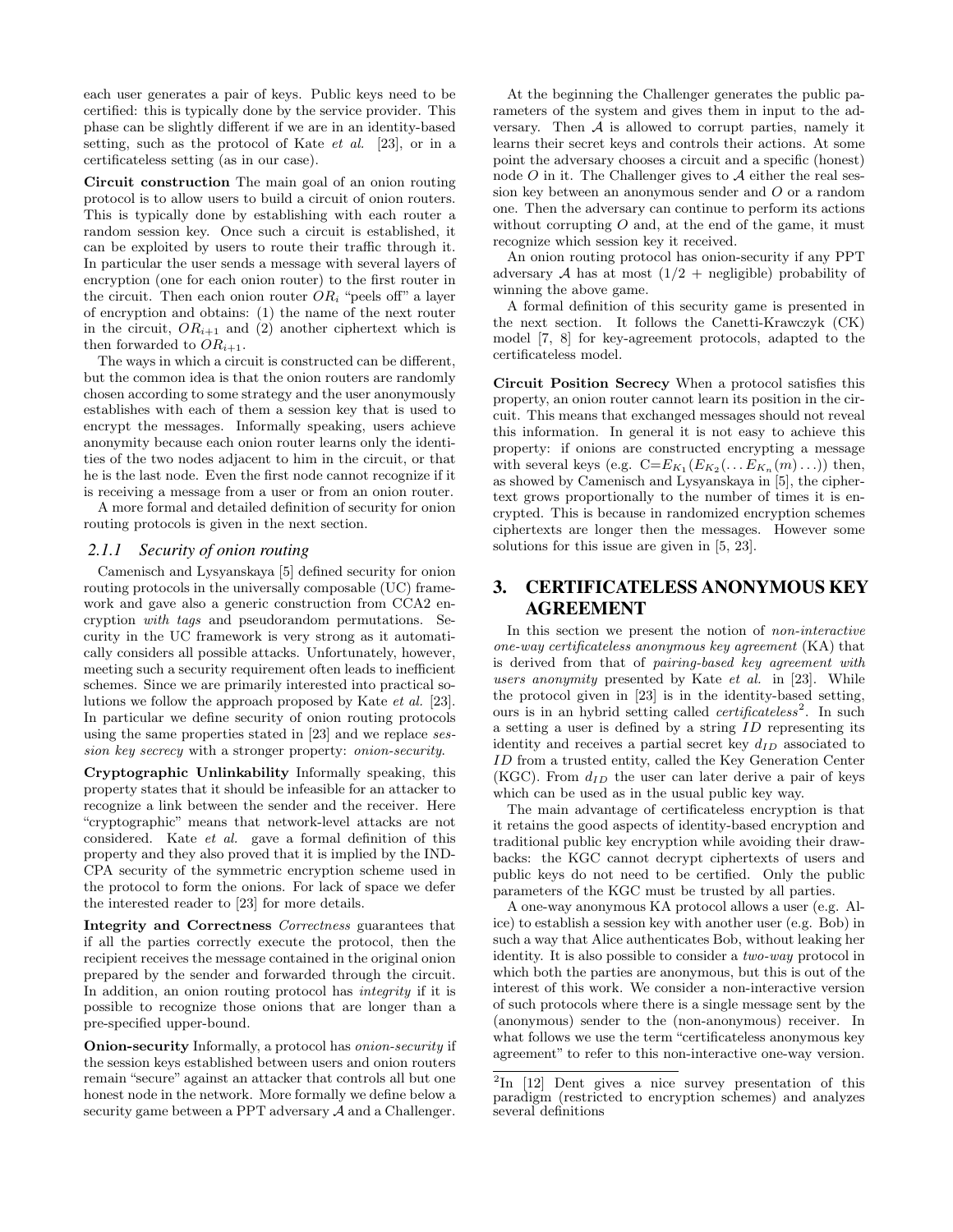each user generates a pair of keys. Public keys need to be certified: this is typically done by the service provider. This phase can be slightly different if we are in an identity-based setting, such as the protocol of Kate *et al.* [23], or in a certificateless setting (as in our case).

**Circuit construction** The main goal of an onion routing protocol is to allow users to build a circuit of onion routers. This is typically done by establishing with each router a random session key. Once such a circuit is established, it can be exploited by users to route their traffic through it. In particular the user sends a message with several layers of encryption (one for each onion router) to the first router in the circuit. Then each onion router $OR_i$ "peels off" a layer of encryption and obtains: (1) the name of the next router in the circuit, $OR_{i+1}$ and (2) another ciphertext which is then forwarded to $OR_{i+1}$.

The ways in which a circuit is constructed can be different, but the common idea is that the onion routers are randomly chosen according to some strategy and the user anonymously establishes with each of them a session key that is used to encrypt the messages. Informally speaking, users achieve anonymity because each onion router learns only the identities of the two nodes adjacent to him in the circuit, or that he is the last node. Even the first node cannot recognize if it is receiving a message from a user or from an onion router.

A more formal and detailed definition of security for onion routing protocols is given in the next section.

### 2.1.1 Security of onion routing

Camenisch and Lysyanskaya [5] defined security for onion routing protocols in the universally composable (UC) framework and gave also a generic construction from CCA2 encryption *with tags* and pseudorandom permutations. Security in the UC framework is very strong as it automatically considers all possible attacks. Unfortunately, however, meeting such a security requirement often leads to inefficient schemes. Since we are primarily interested into practical solutions we follow the approach proposed by Kate *et al.* [23]. In particular we define security of onion routing protocols using the same properties stated in [23] and we replace *session key secrecy* with a stronger property: *onion-security*.

**Cryptographic Unlinkability** Informally speaking, this property states that it should be infeasible for an attacker to recognize a link between the sender and the receiver. Here "cryptographic" means that network-level attacks are not considered. Kate *et al.* gave a formal definition of this property and they also proved that it is implied by the IND-CPA security of the symmetric encryption scheme used in the protocol to form the onions. For lack of space we defer the interested reader to [23] for more details.

**Integrity and Correctness** *Correctness* guarantees that if all the parties correctly execute the protocol, then the recipient receives the message contained in the original onion prepared by the sender and forwarded through the circuit. In addition, an onion routing protocol has *integrity* if it is possible to recognize those onions that are longer than a pre-specified upper-bound.

**Onion-security** Informally, a protocol has *onion-security* if the session keys established between users and onion routers remain "secure" against an attacker that controls all but one honest node in the network. More formally we define below a security game between a PPT adversary $\mathcal{A}$ and a Challenger.

At the beginning the Challenger generates the public parameters of the system and gives them in input to the adversary. Then $\mathcal{A}$ is allowed to corrupt parties, namely it learns their secret keys and controls their actions. At some point the adversary chooses a circuit and a specific (honest) node $O$ in it. The Challenger gives to $\mathcal{A}$ either the real session key between an anonymous sender and $O$ or a random one. Then the adversary can continue to perform its actions without corrupting $O$ and, at the end of the game, it must recognize which session key it received.

An onion routing protocol has onion-security if any PPT adversary $\mathcal{A}$ has at most (1/2 + negligible) probability of winning the above game.

A formal definition of this security game is presented in the next section. It follows the Canetti-Krawczyk (CK) model [7, 8] for key-agreement protocols, adapted to the certificateless model.

**Circuit Position Secrecy** When a protocol satisfies this property, an onion router cannot learn its position in the circuit. This means that exchanged messages should not reveal this information. In general it is not easy to achieve this property: if onions are constructed encrypting a message with several keys (e.g. C=$E_{K_1}(E_{K_2}(\ldots E_{K_n}(m)\ldots))$ then, as showed by Camenisch and Lysyanskaya in [5], the ciphertext grows proportionally to the number of times it is encrypted. This is because in randomized encryption schemes ciphertexts are longer then the messages. However some solutions for this issue are given in [5, 23].

# 3. CERTIFICATELESS ANONYMOUS KEY AGREEMENT

In this section we present the notion of *non-interactive one-way certificateless anonymous key agreement* (KA) that is derived from that of *pairing-based key agreement with users anonymity* presented by Kate *et al.* in [23]. While the protocol given in [23] is in the identity-based setting, ours is in an hybrid setting called *certificateless*[2]. In such a setting a user is defined by a string $ID$ representing its identity and receives a partial secret key $d_{ID}$ associated to $ID$ from a trusted entity, called the Key Generation Center (KGC). From $d_{ID}$ the user can later derive a pair of keys which can be used as in the usual public key way.

The main advantage of certificateless encryption is that it retains the good aspects of identity-based encryption and traditional public key encryption while avoiding their drawbacks: the KGC cannot decrypt ciphertexts of users and public keys do not need to be certified. Only the public parameters of the KGC must be trusted by all parties.

A one-way anonymous KA protocol allows a user (e.g. Alice) to establish a session key with another user (e.g. Bob) in such a way that Alice authenticates Bob, without leaking her identity. It is also possible to consider a *two-way* protocol in which both the parties are anonymous, but this is out of the interest of this work. We consider a non-interactive version of such protocols where there is a single message sent by the (anonymous) sender to the (non-anonymous) receiver. In what follows we use the term "certificateless anonymous key agreement" to refer to this non-interactive one-way version.

[2] In [12] Dent gives a nice survey presentation of this paradigm (restricted to encryption schemes) and analyzes several definitions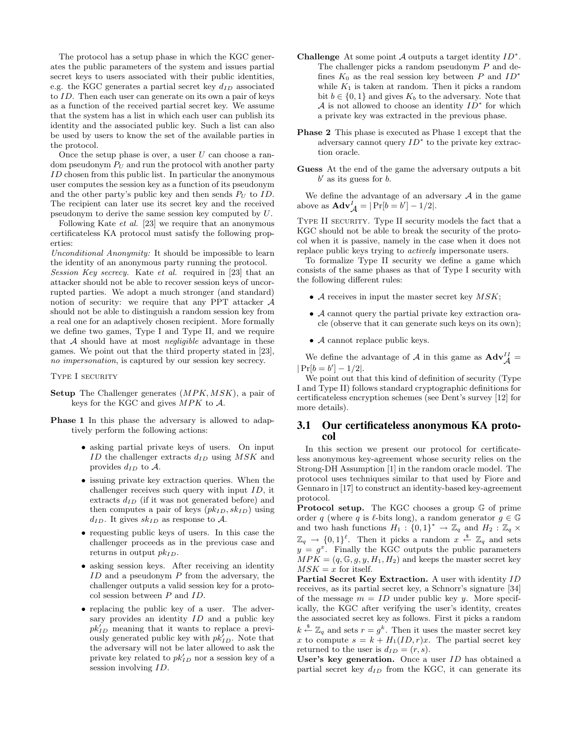The protocol has a setup phase in which the KGC generates the public parameters of the system and issues partial secret keys to users associated with their public identities, e.g. the KGC generates a partial secret key $d_{ID}$ associated to $ID$. Then each user can generate on its own a pair of keys as a function of the received partial secret key. We assume that the system has a list in which each user can publish its identity and the associated public key. Such a list can also be used by users to know the set of the available parties in the protocol.

Once the setup phase is over, a user $U$ can choose a random pseudonym $P_U$ and run the protocol with another party $ID$ chosen from this public list. In particular the anonymous user computes the session key as a function of its pseudonym and the other party's public key and then sends $P_U$ to $ID$. The recipient can later use its secret key and the received pseudonym to derive the same session key computed by $U$.

Following Kate *et al.* [23] we require that an anonymous certificateless KA protocol must satisfy the following properties:

*Unconditional Anonymity:* It should be impossible to learn the identity of an anonymous party running the protocol.

*Session Key secrecy.* Kate *et al.* required in [23] that an attacker should not be able to recover session keys of uncorrupted parties. We adopt a much stronger (and standard) notion of security: we require that any PPT attacker $\mathcal{A}$ should not be able to distinguish a random session key from a real one for an adaptively chosen recipient. More formally we define two games, Type I and Type II, and we require that $\mathcal{A}$ should have at most *negligible* advantage in these games. We point out that the third property stated in [23], *no impersonation*, is captured by our session key secrecy.

Type I security

**Setup** The Challenger generates $(MPK, MSK)$, a pair of keys for the KGC and gives $MPK$ to $\mathcal{A}$.

**Phase 1** In this phase the adversary is allowed to adaptively perform the following actions:

- asking partial private keys of users. On input $ID$ the challenger extracts $d_{ID}$ using $MSK$ and provides $d_{ID}$ to $\mathcal{A}$.
- issuing private key extraction queries. When the challenger receives such query with input $ID$, it extracts $d_{ID}$ (if it was not generated before) and then computes a pair of keys $(pk_{ID}, sk_{ID})$ using $d_{ID}$. It gives $sk_{ID}$ as response to $\mathcal{A}$.
- requesting public keys of users. In this case the challenger proceeds as in the previous case and returns in output $pk_{ID}$.
- asking session keys. After receiving an identity $ID$ and a pseudonym $P$ from the adversary, the challenger outputs a valid session key for a protocol session between $P$ and $ID$.
- replacing the public key of a user. The adversary provides an identity $ID$ and a public key $pk'_{ID}$ meaning that it wants to replace a previously generated public key with $pk'_{ID}$. Note that the adversary will not be later allowed to ask the private key related to $pk'_{ID}$ nor a session key of a session involving $ID$.

**Challenge** At some point $\mathcal{A}$ outputs a target identity $ID^*$. The challenger picks a random pseudonym $P$ and defines $K_0$ as the real session key between $P$ and $ID^*$ while $K_1$ is taken at random. Then it picks a random bit $b \in \{0,1\}$ and gives $K_b$ to the adversary. Note that $\mathcal{A}$ is not allowed to choose an identity $ID^*$ for which a private key was extracted in the previous phase.

**Phase 2** This phase is executed as Phase 1 except that the adversary cannot query $ID^*$ to the private key extraction oracle.

**Guess** At the end of the game the adversary outputs a bit $b'$ as its guess for $b$.

We define the advantage of an adversary $\mathcal{A}$ in the game above as $\mathbf{Adv}^I_{\mathcal{A}} = |\Pr[b = b'] - 1/2|$.

Type II security. Type II security models the fact that a KGC should not be able to break the security of the protocol when it is passive, namely in the case when it does not replace public keys trying to *actively* impersonate users.

To formalize Type II security we define a game which consists of the same phases as that of Type I security with the following different rules:

- $\mathcal{A}$ receives in input the master secret key $MSK$;
- $\mathcal{A}$ cannot query the partial private key extraction oracle (observe that it can generate such keys on its own);
- $\mathcal{A}$ cannot replace public keys.

We define the advantage of $\mathcal{A}$ in this game as $\mathbf{Adv}^{II}_{\mathcal{A}} = |\Pr[b = b'] - 1/2|$.

We point out that this kind of definition of security (Type I and Type II) follows standard cryptographic definitions for certificateless encryption schemes (see Dent's survey [12] for more details).

## 3.1 Our certificateless anonymous KA protocol

In this section we present our protocol for certificateless anonymous key-agreement whose security relies on the Strong-DH Assumption [1] in the random oracle model. The protocol uses techniques similar to that used by Fiore and Gennaro in [17] to construct an identity-based key-agreement protocol.

**Protocol setup.** The KGC chooses a group $\mathbb{G}$ of prime order $q$ (where $q$ is $\ell$-bits long), a random generator $g \in \mathbb{G}$ and two hash functions $H_1 : \{0,1\}^* \rightarrow \mathbb{Z}_q$ and $H_2 : \mathbb{Z}_q \times \mathbb{Z}_q \rightarrow \{0,1\}^\ell$. Then it picks a random $x \xleftarrow{\$} \mathbb{Z}_q$ and sets $y = g^x$. Finally the KGC outputs the public parameters $MPK = (q, \mathbb{G}, g, y, H_1, H_2)$ and keeps the master secret key $MSK = x$ for itself.

**Partial Secret Key Extraction.** A user with identity $ID$ receives, as its partial secret key, a Schnorr's signature [34] of the message $m = ID$ under public key $y$. More specifically, the KGC after verifying the user's identity, creates the associated secret key as follows. First it picks a random $k \xleftarrow{\$} \mathbb{Z}_q$ and sets $r = g^k$. Then it uses the master secret key $x$ to compute $s = k + H_1(ID, r)x$. The partial secret key returned to the user is $d_{ID} = (r, s)$.

**User's key generation.** Once a user $ID$ has obtained a partial secret key $d_{ID}$ from the KGC, it can generate its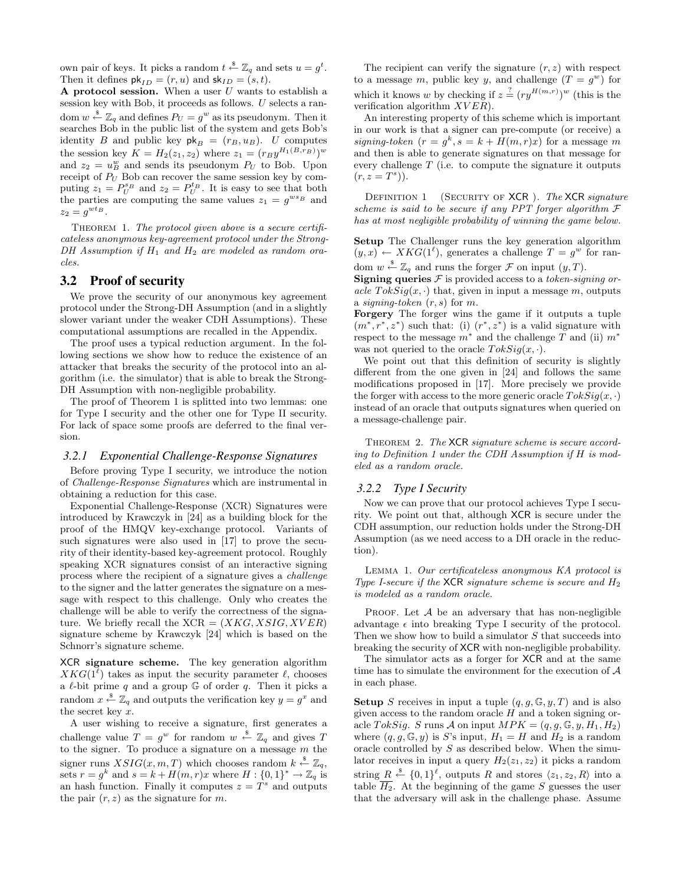own pair of keys. It picks a random $t \xleftarrow{\$} \mathbb{Z}_q$ and sets $u = g^t$. Then it defines $\mathsf{pk}_{ID} = (r, u)$ and $\mathsf{sk}_{ID} = (s, t)$.

**A protocol session.** When a user $U$ wants to establish a session key with Bob, it proceeds as follows. $U$ selects a random $w \xleftarrow{\$} \mathbb{Z}_q$ and defines $P_U = g^w$ as its pseudonym. Then it searches Bob in the public list of the system and gets Bob's identity $B$ and public key $\mathsf{pk}_B = (r_B, u_B)$. $U$ computes the session key $K = H_2(z_1, z_2)$ where $z_1 = (r_B y^{H_1(B, r_B)})^w$ and $z_2 = u_B^w$ and sends its pseudonym $P_U$ to Bob. Upon receipt of $P_U$ Bob can recover the same session key by computing $z_1 = P_U^{s_B}$ and $z_2 = P_U^{t_B}$. It is easy to see that both the parties are computing the same values $z_1 = g^{w s_B}$ and $z_2 = g^{w t_B}$.

THEOREM 1. *The protocol given above is a secure certificateless anonymous key-agreement protocol under the Strong-DH Assumption if $H_1$ and $H_2$ are modeled as random oracles.*

## 3.2 Proof of security

We prove the security of our anonymous key agreement protocol under the Strong-DH Assumption (and in a slightly slower variant under the weaker CDH Assumptions). These computational assumptions are recalled in the Appendix.

The proof uses a typical reduction argument. In the following sections we show how to reduce the existence of an attacker that breaks the security of the protocol into an algorithm (i.e. the simulator) that is able to break the Strong-DH Assumption with non-negligible probability.

The proof of Theorem 1 is splitted into two lemmas: one for Type I security and the other one for Type II security. For lack of space some proofs are deferred to the final version.

### 3.2.1 Exponential Challenge-Response Signatures

Before proving Type I security, we introduce the notion of *Challenge-Response Signatures* which are instrumental in obtaining a reduction for this case.

Exponential Challenge-Response (XCR) Signatures were introduced by Krawczyk in [24] as a building block for the proof of the HMQV key-exchange protocol. Variants of such signatures were also used in [17] to prove the security of their identity-based key-agreement protocol. Roughly speaking XCR signatures consist of an interactive signing process where the recipient of a signature gives a *challenge* to the signer and the latter generates the signature on a message with respect to this challenge. Only who creates the challenge will be able to verify the correctness of the signature. We briefly recall the XCR $= (XKG, XSIG, XVER)$ signature scheme by Krawczyk [24] which is based on the Schnorr's signature scheme.

**XCR signature scheme.** The key generation algorithm $XKG(1^\ell)$ takes as input the security parameter $\ell$, chooses a $\ell$-bit prime $q$ and a group $\mathbb{G}$ of order $q$. Then it picks a random $x \xleftarrow{\$} \mathbb{Z}_q$ and outputs the verification key $y = g^x$ and the secret key $x$.

A user wishing to receive a signature, first generates a challenge value $T = g^w$ for random $w \xleftarrow{\$} \mathbb{Z}_q$ and gives $T$ to the signer. To produce a signature on a message $m$ the signer runs $XSIG(x, m, T)$ which chooses random $k \xleftarrow{\$} \mathbb{Z}_q$, sets $r = g^k$ and $s = k + H(m, r)x$ where $H : \{0,1\}^* \rightarrow \mathbb{Z}_q$ is an hash function. Finally it computes $z = T^s$ and outputs the pair $(r, z)$ as the signature for $m$.

The recipient can verify the signature $(r, z)$ with respect to a message $m$, public key $y$, and challenge $(T = g^w)$ for which it knows $w$ by checking if $z \stackrel{?}{=} (r y^{H(m,r)})^w$ (this is the verification algorithm $XVER$).

An interesting property of this scheme which is important in our work is that a signer can pre-compute (or receive) a *signing-token* $(r = g^k, s = k + H(m, r)x)$ for a message $m$ and then is able to generate signatures on that message for every challenge $T$ (i.e. to compute the signature it outputs $(r, z = T^s)$).

DEFINITION 1 (SECURITY OF XCR). *The XCR signature scheme is said to be secure if any PPT forger algorithm $\mathcal{F}$ has at most negligible probability of winning the game below.*

**Setup** The Challenger runs the key generation algorithm $(y, x) \leftarrow XKG(1^\ell)$, generates a challenge $T = g^w$ for random $w \xleftarrow{\$} \mathbb{Z}_q$ and runs the forger $\mathcal{F}$ on input $(y, T)$.

**Signing queries** $\mathcal{F}$ is provided access to a *token-signing oracle* $TokSig(x, \cdot)$ that, given in input a message $m$, outputs a *signing-token* $(r, s)$ for $m$.

**Forgery** The forger wins the game if it outputs a tuple $(m^*, r^*, z^*)$ such that: (i) $(r^*, z^*)$ is a valid signature with respect to the message $m^*$ and the challenge $T$ and (ii) $m^*$ was not queried to the oracle $TokSig(x, \cdot)$.

We point out that this definition of security is slightly different from the one given in [24] and follows the same modifications proposed in [17]. More precisely we provide the forger with access to the more generic oracle $TokSig(x, \cdot)$ instead of an oracle that outputs signatures when queried on a message-challenge pair.

THEOREM 2. *The XCR signature scheme is secure according to Definition 1 under the CDH Assumption if $H$ is modeled as a random oracle.*

### 3.2.2 Type I Security

Now we can prove that our protocol achieves Type I security. We point out that, although XCR is secure under the CDH assumption, our reduction holds under the Strong-DH Assumption (as we need access to a DH oracle in the reduction).

LEMMA 1. *Our certificateless anonymous KA protocol is Type I-secure if the XCR signature scheme is secure and $H_2$ is modeled as a random oracle.*

PROOF. Let $\mathcal{A}$ be an adversary that has non-negligible advantage $\epsilon$ into breaking Type I security of the protocol. Then we show how to build a simulator $S$ that succeeds into breaking the security of XCR with non-negligible probability.

The simulator acts as a forger for XCR and at the same time has to simulate the environment for the execution of $\mathcal{A}$ in each phase.

**Setup** $S$ receives in input a tuple $(q, g, \mathbb{G}, y, T)$ and is also given access to the random oracle $H$ and a token signing oracle $TokSig$. $S$ runs $\mathcal{A}$ on input $MPK = (q, g, \mathbb{G}, y, H_1, H_2)$ where $(q, g, \mathbb{G}, y)$ is $S$'s input, $H_1 = H$ and $H_2$ is a random oracle controlled by $S$ as described below. When the simulator receives in input a query $H_2(z_1, z_2)$ it picks a random string $R \xleftarrow{\$} \{0,1\}^\ell$, outputs $R$ and stores $\langle z_1, z_2, R \rangle$ into a table $\overline{H_2}$. At the beginning of the game $S$ guesses the user that the adversary will ask in the challenge phase. Assume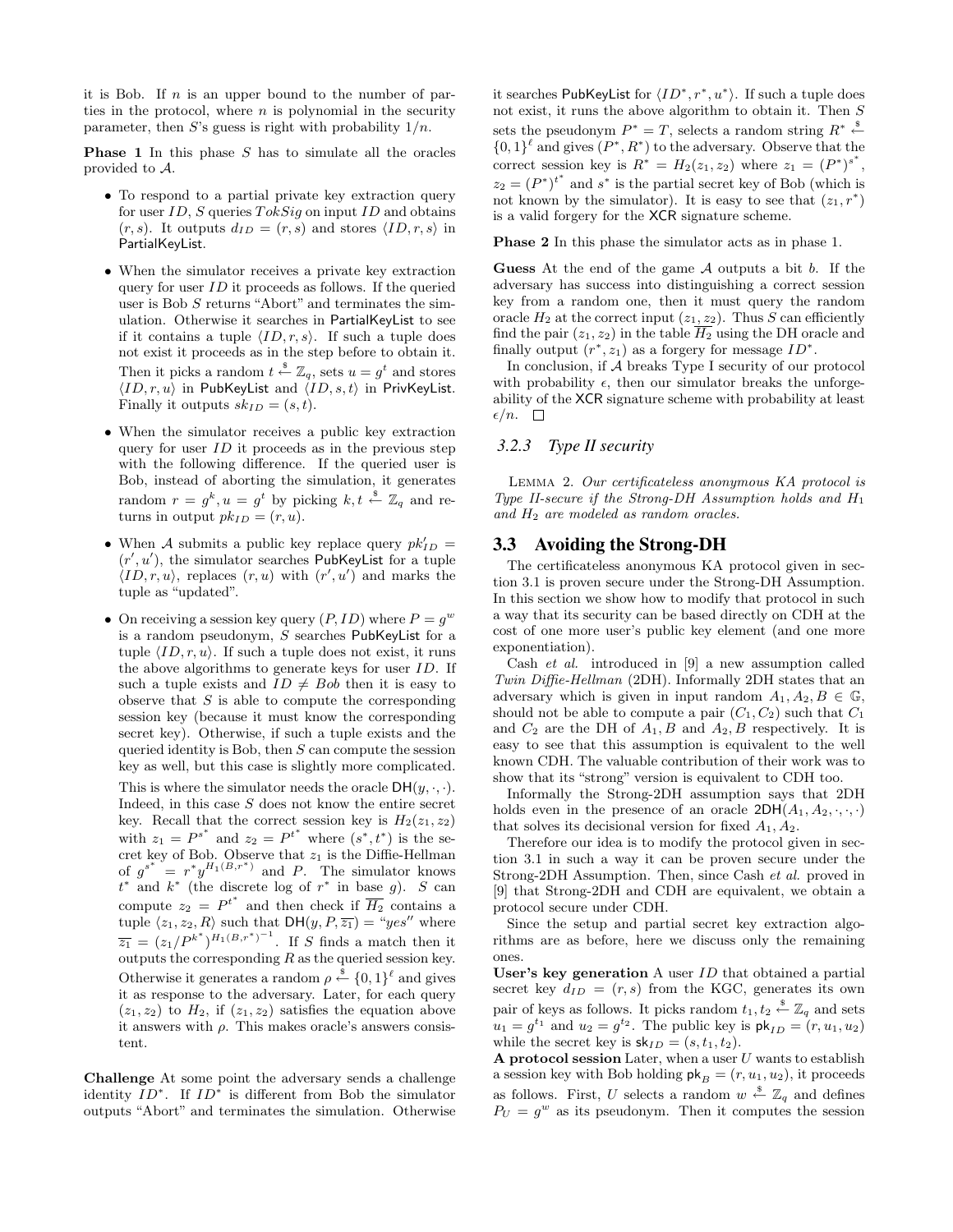it is Bob. If $n$ is an upper bound to the number of parties in the protocol, where $n$ is polynomial in the security parameter, then $S$'s guess is right with probability $1/n$.

**Phase 1** In this phase $S$ has to simulate all the oracles provided to $\mathcal{A}$.

- To respond to a partial private key extraction query for user $ID$, $S$ queries $TokSig$ on input $ID$ and obtains $(r, s)$. It outputs $d_{ID} = (r, s)$ and stores $\langle ID, r, s\rangle$ in PartialKeyList.
- When the simulator receives a private key extraction query for user $ID$ it proceeds as follows. If the queried user is Bob $S$ returns "Abort" and terminates the simulation. Otherwise it searches in PartialKeyList to see if it contains a tuple $\langle ID, r, s\rangle$. If such a tuple does not exist it proceeds as in the step before to obtain it. Then it picks a random $t \xleftarrow{\$} \mathbb{Z}_q$, sets $u = g^t$ and stores $\langle ID, r, u\rangle$ in PubKeyList and $\langle ID, s, t\rangle$ in PrivKeyList. Finally it outputs $sk_{ID} = (s, t)$.
- When the simulator receives a public key extraction query for user $ID$ it proceeds as in the previous step with the following difference. If the queried user is Bob, instead of aborting the simulation, it generates random $r = g^k, u = g^t$ by picking $k, t \xleftarrow{\$} \mathbb{Z}_q$ and returns in output $pk_{ID} = (r, u)$.
- When $\mathcal{A}$ submits a public key replace query $pk'_{ID} = (r', u')$, the simulator searches PubKeyList for a tuple $\langle ID, r, u\rangle$, replaces $(r, u)$ with $(r', u')$ and marks the tuple as "updated".
- On receiving a session key query $(P, ID)$ where $P = g^w$ is a random pseudonym, $S$ searches PubKeyList for a tuple $\langle ID, r, u\rangle$. If such a tuple does not exist, it runs the above algorithms to generate keys for user $ID$. If such a tuple exists and $ID \neq Bob$ then it is easy to observe that $S$ is able to compute the corresponding session key (because it must know the corresponding secret key). Otherwise, if such a tuple exists and the queried identity is Bob, then $S$ can compute the session key as well, but this case is slightly more complicated.

  This is where the simulator needs the oracle $\mathsf{DH}(y, \cdot, \cdot)$. Indeed, in this case $S$ does not know the entire secret key. Recall that the correct session key is $H_2(z_1, z_2)$ with $z_1 = P^{s^*}$ and $z_2 = P^{t^*}$ where $(s^*, t^*)$ is the secret key of Bob. Observe that $z_1$ is the Diffie-Hellman of $g^{s^*} = r^* y^{H_1(B, r^*)}$ and $P$. The simulator knows $t^*$ and $k^*$ (the discrete log of $r^*$ in base $g$). $S$ can compute $z_2 = P^{t^*}$ and then check if $\overline{H_2}$ contains a tuple $\langle z_1, z_2, R\rangle$ such that $\mathsf{DH}(y, P, \overline{z_1}) =$ "$yes$" where $\overline{z_1} = (z_1/P^{k^*})^{H_1(B, r^*)^{-1}}$. If $S$ finds a match then it outputs the corresponding $R$ as the queried session key. Otherwise it generates a random $\rho \xleftarrow{\$} \{0, 1\}^\ell$ and gives it as response to the adversary. Later, for each query $(z_1, z_2)$ to $H_2$, if $(z_1, z_2)$ satisfies the equation above it answers with $\rho$. This makes oracle's answers consistent.

**Challenge** At some point the adversary sends a challenge identity $ID^*$. If $ID^*$ is different from Bob the simulator outputs "Abort" and terminates the simulation. Otherwise it searches PubKeyList for $\langle ID^*, r^*, u^*\rangle$. If such a tuple does not exist, it runs the above algorithm to obtain it. Then $S$ sets the pseudonym $P^* = T$, selects a random string $R^* \xleftarrow{\$} \{0, 1\}^\ell$ and gives $(P^*, R^*)$ to the adversary. Observe that the correct session key is $R^* = H_2(z_1, z_2)$ where $z_1 = (P^*)^{s^*}$, $z_2 = (P^*)^{t^*}$ and $s^*$ is the partial secret key of Bob (which is not known by the simulator). It is easy to see that $(z_1, r^*)$ is a valid forgery for the XCR signature scheme.

**Phase 2** In this phase the simulator acts as in phase 1.

**Guess** At the end of the game $\mathcal{A}$ outputs a bit $b$. If the adversary has success into distinguishing a correct session key from a random one, then it must query the random oracle $H_2$ at the correct input $(z_1, z_2)$. Thus $S$ can efficiently find the pair $(z_1, z_2)$ in the table $\overline{H_2}$ using the DH oracle and finally output $(r^*, z_1)$ as a forgery for message $ID^*$.

In conclusion, if $\mathcal{A}$ breaks Type I security of our protocol with probability $\epsilon$, then our simulator breaks the unforgeability of the XCR signature scheme with probability at least $\epsilon/n$. □

### 3.2.3 *Type II security*

Lemma 2. *Our certificateless anonymous KA protocol is Type II-secure if the Strong-DH Assumption holds and $H_1$ and $H_2$ are modeled as random oracles.*

## 3.3 Avoiding the Strong-DH

The certificateless anonymous KA protocol given in section 3.1 is proven secure under the Strong-DH Assumption. In this section we show how to modify that protocol in such a way that its security can be based directly on CDH at the cost of one more user's public key element (and one more exponentiation).

Cash *et al.* introduced in [9] a new assumption called *Twin Diffie-Hellman* (2DH). Informally 2DH states that an adversary which is given in input random $A_1, A_2, B \in \mathbb{G}$, should not be able to compute a pair $(C_1, C_2)$ such that $C_1$ and $C_2$ are the DH of $A_1, B$ and $A_2, B$ respectively. It is easy to see that this assumption is equivalent to the well known CDH. The valuable contribution of their work was to show that its "strong" version is equivalent to CDH too.

Informally the Strong-2DH assumption says that 2DH holds even in the presence of an oracle $\mathsf{2DH}(A_1, A_2, \cdot, \cdot, \cdot)$ that solves its decisional version for fixed $A_1, A_2$.

Therefore our idea is to modify the protocol given in section 3.1 in such a way it can be proven secure under the Strong-2DH Assumption. Then, since Cash *et al.* proved in [9] that Strong-2DH and CDH are equivalent, we obtain a protocol secure under CDH.

Since the setup and partial secret key extraction algorithms are as before, here we discuss only the remaining ones.

**User's key generation** A user $ID$ that obtained a partial secret key $d_{ID} = (r, s)$ from the KGC, generates its own pair of keys as follows. It picks random $t_1, t_2 \xleftarrow{\$} \mathbb{Z}_q$ and sets $u_1 = g^{t_1}$ and $u_2 = g^{t_2}$. The public key is $\mathsf{pk}_{ID} = (r, u_1, u_2)$ while the secret key is $\mathsf{sk}_{ID} = (s, t_1, t_2)$.

**A protocol session** Later, when a user $U$ wants to establish a session key with Bob holding $\mathsf{pk}_B = (r, u_1, u_2)$, it proceeds as follows. First, $U$ selects a random $w \xleftarrow{\$} \mathbb{Z}_q$ and defines $P_U = g^w$ as its pseudonym. Then it computes the session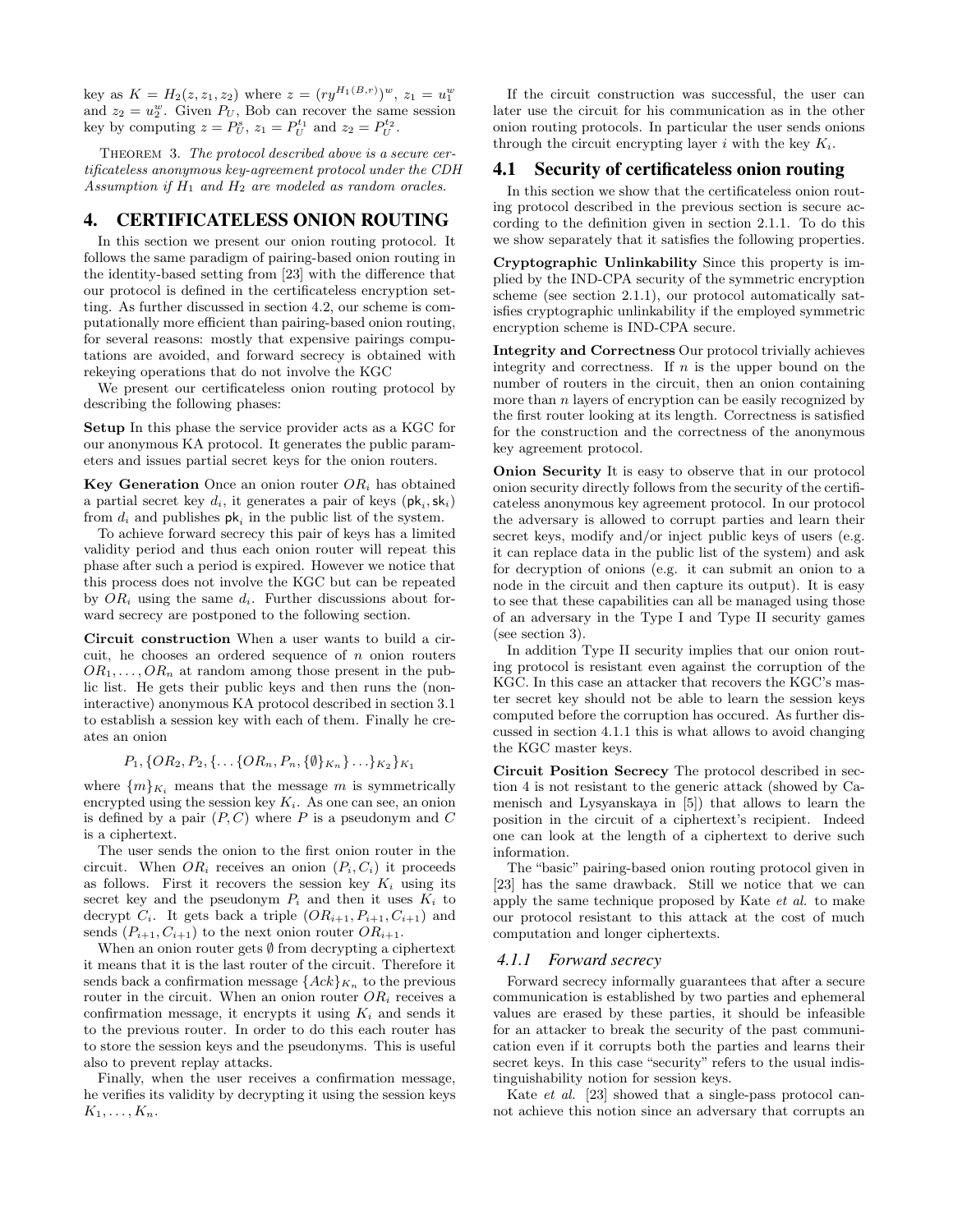key as $K = H_2(z, z_1, z_2)$ where $z = (ry^{H_1(B,r)})^w$, $z_1 = u_1^w$ and $z_2 = u_2^w$. Given $P_U$, Bob can recover the same session key by computing $z = P_U^s$, $z_1 = P_U^{t_1}$ and $z_2 = P_U^{t_2}$.

THEOREM 3. *The protocol described above is a secure certificateless anonymous key-agreement protocol under the CDH Assumption if $H_1$ and $H_2$ are modeled as random oracles.*

# 4. CERTIFICATELESS ONION ROUTING

In this section we present our onion routing protocol. It follows the same paradigm of pairing-based onion routing in the identity-based setting from [23] with the difference that our protocol is defined in the certificateless encryption setting. As further discussed in section 4.2, our scheme is computationally more efficient than pairing-based onion routing, for several reasons: mostly that expensive pairings computations are avoided, and forward secrecy is obtained with rekeying operations that do not involve the KGC

We present our certificateless onion routing protocol by describing the following phases:

**Setup** In this phase the service provider acts as a KGC for our anonymous KA protocol. It generates the public parameters and issues partial secret keys for the onion routers.

**Key Generation** Once an onion router $OR_i$ has obtained a partial secret key $d_i$, it generates a pair of keys $(\mathsf{pk}_i, \mathsf{sk}_i)$ from $d_i$ and publishes $\mathsf{pk}_i$ in the public list of the system.

To achieve forward secrecy this pair of keys has a limited validity period and thus each onion router will repeat this phase after such a period is expired. However we notice that this process does not involve the KGC but can be repeated by $OR_i$ using the same $d_i$. Further discussions about forward secrecy are postponed to the following section.

**Circuit construction** When a user wants to build a circuit, he chooses an ordered sequence of $n$ onion routers $OR_1, \ldots, OR_n$ at random among those present in the public list. He gets their public keys and then runs the (non-interactive) anonymous KA protocol described in section 3.1 to establish a session key with each of them. Finally he creates an onion

$$P_1, \{OR_2, P_2, \{\ldots\{OR_n, P_n, \{\emptyset\}_{K_n}\}\ldots\}_{K_2}\}_{K_1}$$

where $\{m\}_{K_i}$ means that the message $m$ is symmetrically encrypted using the session key $K_i$. As one can see, an onion is defined by a pair $(P, C)$ where $P$ is a pseudonym and $C$ is a ciphertext.

The user sends the onion to the first onion router in the circuit. When $OR_i$ receives an onion $(P_i, C_i)$ it proceeds as follows. First it recovers the session key $K_i$ using its secret key and the pseudonym $P_i$ and then it uses $K_i$ to decrypt $C_i$. It gets back a triple $(OR_{i+1}, P_{i+1}, C_{i+1})$ and sends $(P_{i+1}, C_{i+1})$ to the next onion router $OR_{i+1}$.

When an onion router gets $\emptyset$ from decrypting a ciphertext it means that it is the last router of the circuit. Therefore it sends back a confirmation message $\{Ack\}_{K_n}$ to the previous router in the circuit. When an onion router $OR_i$ receives a confirmation message, it encrypts it using $K_i$ and sends it to the previous router. In order to do this each router has to store the session keys and the pseudonyms. This is useful also to prevent replay attacks.

Finally, when the user receives a confirmation message, he verifies its validity by decrypting it using the session keys $K_1, \ldots, K_n$.

If the circuit construction was successful, the user can later use the circuit for his communication as in the other onion routing protocols. In particular the user sends onions through the circuit encrypting layer $i$ with the key $K_i$.

## 4.1 Security of certificateless onion routing

In this section we show that the certificateless onion routing protocol described in the previous section is secure according to the definition given in section 2.1.1. To do this we show separately that it satisfies the following properties.

**Cryptographic Unlinkability** Since this property is implied by the IND-CPA security of the symmetric encryption scheme (see section 2.1.1), our protocol automatically satisfies cryptographic unlinkability if the employed symmetric encryption scheme is IND-CPA secure.

**Integrity and Correctness** Our protocol trivially achieves integrity and correctness. If $n$ is the upper bound on the number of routers in the circuit, then an onion containing more than $n$ layers of encryption can be easily recognized by the first router looking at its length. Correctness is satisfied for the construction and the correctness of the anonymous key agreement protocol.

**Onion Security** It is easy to observe that in our protocol onion security directly follows from the security of the certificateless anonymous key agreement protocol. In our protocol the adversary is allowed to corrupt parties and learn their secret keys, modify and/or inject public keys of users (e.g. it can replace data in the public list of the system) and ask for decryption of onions (e.g. it can submit an onion to a node in the circuit and then capture its output). It is easy to see that these capabilities can all be managed using those of an adversary in the Type I and Type II security games (see section 3).

In addition Type II security implies that our onion routing protocol is resistant even against the corruption of the KGC. In this case an attacker that recovers the KGC's master secret key should not be able to learn the session keys computed before the corruption has occured. As further discussed in section 4.1.1 this is what allows to avoid changing the KGC master keys.

**Circuit Position Secrecy** The protocol described in section 4 is not resistant to the generic attack (showed by Camenisch and Lysyanskaya in [5]) that allows to learn the position in the circuit of a ciphertext's recipient. Indeed one can look at the length of a ciphertext to derive such information.

The "basic" pairing-based onion routing protocol given in [23] has the same drawback. Still we notice that we can apply the same technique proposed by Kate *et al.* to make our protocol resistant to this attack at the cost of much computation and longer ciphertexts.

### 4.1.1 Forward secrecy

Forward secrecy informally guarantees that after a secure communication is established by two parties and ephemeral values are erased by these parties, it should be infeasible for an attacker to break the security of the past communication even if it corrupts both the parties and learns their secret keys. In this case "security" refers to the usual indistinguishability notion for session keys.

Kate *et al.* [23] showed that a single-pass protocol cannot achieve this notion since an adversary that corrupts an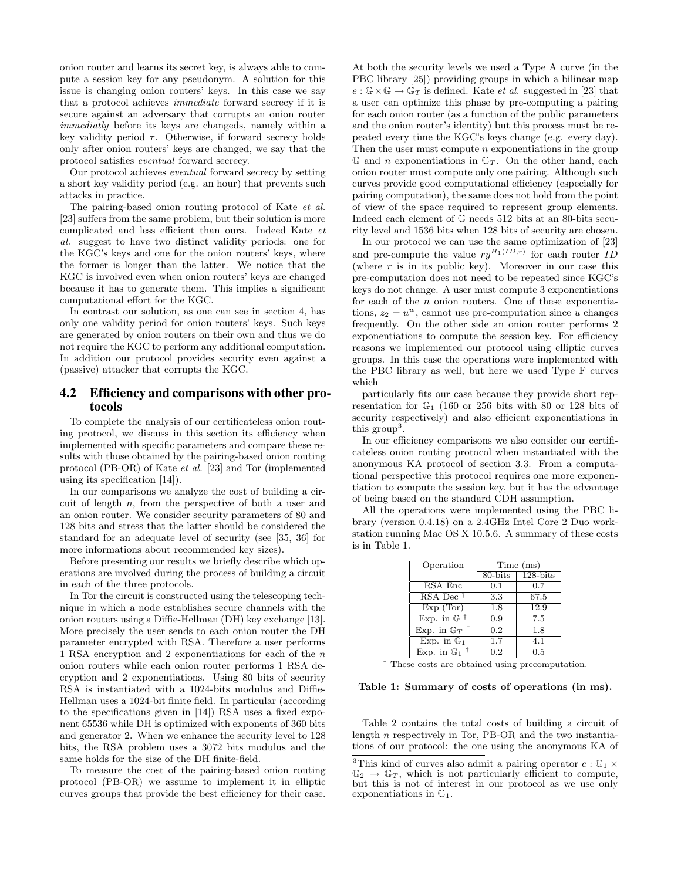onion router and learns its secret key, is always able to compute a session key for any pseudonym. A solution for this issue is changing onion routers' keys. In this case we say that a protocol achieves *immediate* forward secrecy if it is secure against an adversary that corrupts an onion router *immediatly* before its keys are changeds, namely within a key validity period $\tau$. Otherwise, if forward secrecy holds only after onion routers' keys are changed, we say that the protocol satisfies *eventual* forward secrecy.

Our protocol achieves *eventual* forward secrecy by setting a short key validity period (e.g. an hour) that prevents such attacks in practice.

The pairing-based onion routing protocol of Kate *et al.* [23] suffers from the same problem, but their solution is more complicated and less efficient than ours. Indeed Kate *et al.* suggest to have two distinct validity periods: one for the KGC's keys and one for the onion routers' keys, where the former is longer than the latter. We notice that the KGC is involved even when onion routers' keys are changed because it has to generate them. This implies a significant computational effort for the KGC.

In contrast our solution, as one can see in section 4, has only one validity period for onion routers' keys. Such keys are generated by onion routers on their own and thus we do not require the KGC to perform any additional computation. In addition our protocol provides security even against a (passive) attacker that corrupts the KGC.

## 4.2 Efficiency and comparisons with other protocols

To complete the analysis of our certificateless onion routing protocol, we discuss in this section its efficiency when implemented with specific parameters and compare these results with those obtained by the pairing-based onion routing protocol (PB-OR) of Kate *et al.* [23] and Tor (implemented using its specification [14]).

In our comparisons we analyze the cost of building a circuit of length $n$, from the perspective of both a user and an onion router. We consider security parameters of 80 and 128 bits and stress that the latter should be considered the standard for an adequate level of security (see [35, 36] for more informations about recommended key sizes).

Before presenting our results we briefly describe which operations are involved during the process of building a circuit in each of the three protocols.

In Tor the circuit is constructed using the telescoping technique in which a node establishes secure channels with the onion routers using a Diffie-Hellman (DH) key exchange [13]. More precisely the user sends to each onion router the DH parameter encrypted with RSA. Therefore a user performs 1 RSA encryption and 2 exponentiations for each of the $n$ onion routers while each onion router performs 1 RSA decryption and 2 exponentiations. Using 80 bits of security RSA is instantiated with a 1024-bits modulus and Diffie-Hellman uses a 1024-bit finite field. In particular (according to the specifications given in [14]) RSA uses a fixed exponent 65536 while DH is optimized with exponents of 360 bits and generator 2. When we enhance the security level to 128 bits, the RSA problem uses a 3072 bits modulus and the same holds for the size of the DH finite-field.

To measure the cost of the pairing-based onion routing protocol (PB-OR) we assume to implement it in elliptic curves groups that provide the best efficiency for their case. At both the security levels we used a Type A curve (in the PBC library [25]) providing groups in which a bilinear map $e : \mathbb{G} \times \mathbb{G} \rightarrow \mathbb{G}_T$ is defined. Kate *et al.* suggested in [23] that a user can optimize this phase by pre-computing a pairing for each onion router (as a function of the public parameters and the onion router's identity) but this process must be repeated every time the KGC's keys change (e.g. every day). Then the user must compute $n$ exponentiations in the group $\mathbb{G}$ and $n$ exponentiations in $\mathbb{G}_T$. On the other hand, each onion router must compute only one pairing. Although such curves provide good computational efficiency (especially for pairing computation), the same does not hold from the point of view of the space required to represent group elements. Indeed each element of $\mathbb{G}$ needs 512 bits at an 80-bits security level and 1536 bits when 128 bits of security are chosen.

In our protocol we can use the same optimization of [23] and pre-compute the value $ry^{H_1(ID,r)}$ for each router $ID$ (where $r$ is in its public key). Moreover in our case this pre-computation does not need to be repeated since KGC's keys do not change. A user must compute 3 exponentiations for each of the $n$ onion routers. One of these exponentiations, $z_2 = u^w$, cannot use pre-computation since $u$ changes frequently. On the other side an onion router performs 2 exponentiations to compute the session key. For efficiency reasons we implemented our protocol using elliptic curves groups. In this case the operations were implemented with the PBC library as well, but here we used Type F curves which particularly fits our case because they provide short representation for $\mathbb{G}_1$ (160 or 256 bits with 80 or 128 bits of security respectively) and also efficient exponentiations in this group[3].

In our efficiency comparisons we also consider our certificateless onion routing protocol when instantiated with the anonymous KA protocol of section 3.3. From a computational perspective this protocol requires one more exponentiation to compute the session key, but it has the advantage of being based on the standard CDH assumption.

All the operations were implemented using the PBC library (version 0.4.18) on a 2.4GHz Intel Core 2 Duo workstation running Mac OS X 10.5.6. A summary of these costs is in Table 1.

| Operation | Time (ms) | |
|---|---|---|
| | 80-bits | 128-bits |
| RSA Enc | 0.1 | 0.7 |
| RSA Dec † | 3.3 | 67.5 |
| Exp (Tor) | 1.8 | 12.9 |
| Exp. in $\mathbb{G}$ † | 0.9 | 7.5 |
| Exp. in $\mathbb{G}_T$ † | 0.2 | 1.8 |
| Exp. in $\mathbb{G}_1$ | 1.7 | 4.1 |
| Exp. in $\mathbb{G}_1$ † | 0.2 | 0.5 |

† These costs are obtained using precomputation.

**Table 1: Summary of costs of operations (in ms).**

Table 2 contains the total costs of building a circuit of length $n$ respectively in Tor, PB-OR and the two instantiations of our protocol: the one using the anonymous KA of

[3]This kind of curves also admit a pairing operator $e : \mathbb{G}_1 \times \mathbb{G}_2 \rightarrow \mathbb{G}_T$, which is not particularly efficient to compute, but this is not of interest in our protocol as we use only exponentiations in $\mathbb{G}_1$.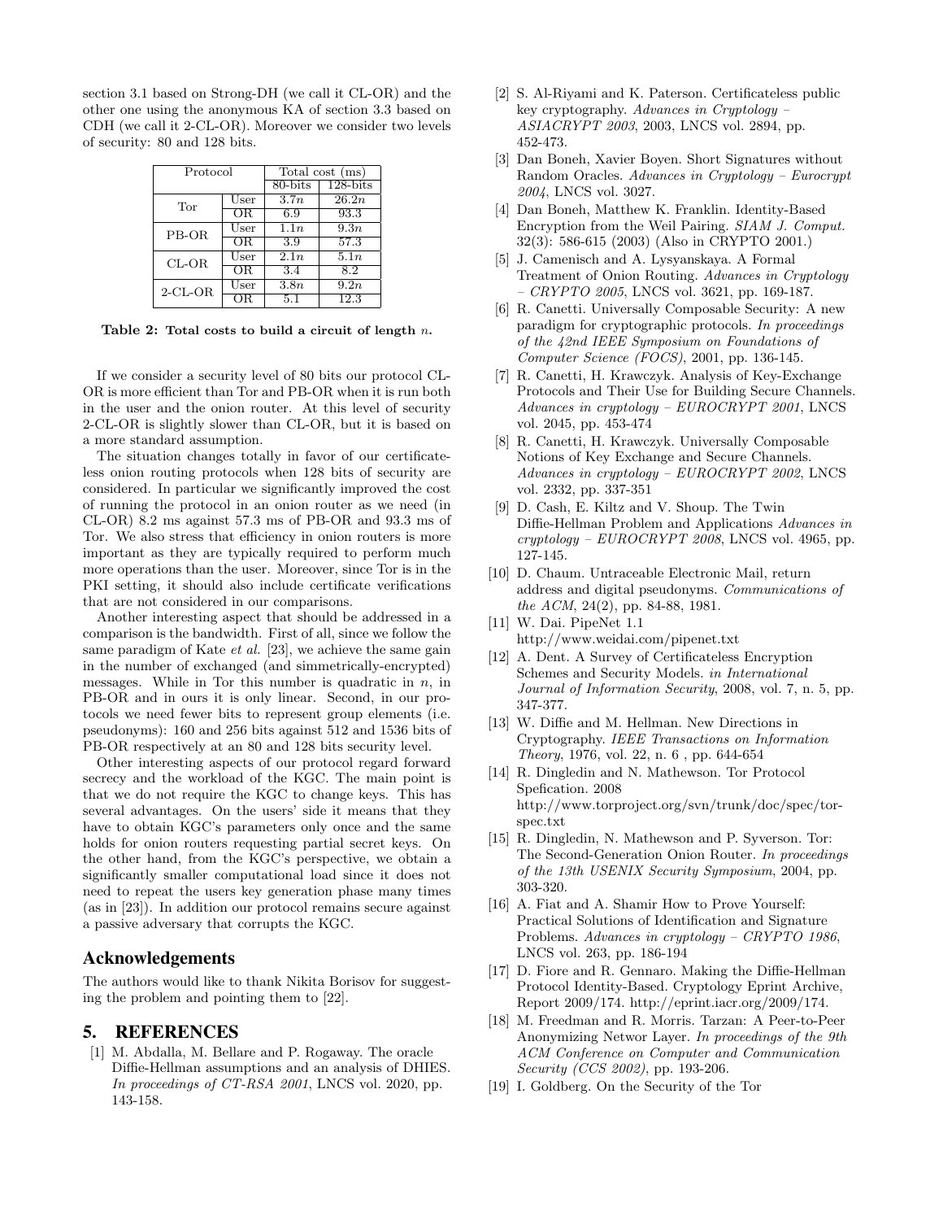section 3.1 based on Strong-DH (we call it CL-OR) and the other one using the anonymous KA of section 3.3 based on CDH (we call it 2-CL-OR). Moreover we consider two levels of security: 80 and 128 bits.

| Protocol | | Total cost (ms) | |
|---|---|---|---|
| | | 80-bits | 128-bits |
| Tor | User | $3.7n$ | $26.2n$ |
| | OR | 6.9 | 93.3 |
| PB-OR | User | $1.1n$ | $9.3n$ |
| | OR | 3.9 | 57.3 |
| CL-OR | User | $2.1n$ | $5.1n$ |
| | OR | 3.4 | 8.2 |
| 2-CL-OR | User | $3.8n$ | $9.2n$ |
| | OR | 5.1 | 12.3 |

**Table 2: Total costs to build a circuit of length $n$.**

If we consider a security level of 80 bits our protocol CL-OR is more efficient than Tor and PB-OR when it is run both in the user and the onion router. At this level of security 2-CL-OR is slightly slower than CL-OR, but it is based on a more standard assumption.

The situation changes totally in favor of our certificateless onion routing protocols when 128 bits of security are considered. In particular we significantly improved the cost of running the protocol in an onion router as we need (in CL-OR) 8.2 ms against 57.3 ms of PB-OR and 93.3 ms of Tor. We also stress that efficiency in onion routers is more important as they are typically required to perform much more operations than the user. Moreover, since Tor is in the PKI setting, it should also include certificate verifications that are not considered in our comparisons.

Another interesting aspect that should be addressed in a comparison is the bandwidth. First of all, since we follow the same paradigm of Kate *et al.* [23], we achieve the same gain in the number of exchanged (and simmetrically-encrypted) messages. While in Tor this number is quadratic in $n$, in PB-OR and in ours it is only linear. Second, in our protocols we need fewer bits to represent group elements (i.e. pseudonyms): 160 and 256 bits against 512 and 1536 bits of PB-OR respectively at an 80 and 128 bits security level.

Other interesting aspects of our protocol regard forward secrecy and the workload of the KGC. The main point is that we do not require the KGC to change keys. This has several advantages. On the users' side it means that they have to obtain KGC's parameters only once and the same holds for onion routers requesting partial secret keys. On the other hand, from the KGC's perspective, we obtain a significantly smaller computational load since it does not need to repeat the users key generation phase many times (as in [23]). In addition our protocol remains secure against a passive adversary that corrupts the KGC.

## Acknowledgements

The authors would like to thank Nikita Borisov for suggesting the problem and pointing them to [22].

## 5. REFERENCES

[1] M. Abdalla, M. Bellare and P. Rogaway. The oracle Diffie-Hellman assumptions and an analysis of DHIES. *In proceedings of CT-RSA 2001*, LNCS vol. 2020, pp. 143-158.

[2] S. Al-Riyami and K. Paterson. Certificateless public key cryptography. *Advances in Cryptology – ASIACRYPT 2003*, 2003, LNCS vol. 2894, pp. 452-473.

[3] Dan Boneh, Xavier Boyen. Short Signatures without Random Oracles. *Advances in Cryptology – Eurocrypt 2004*, LNCS vol. 3027.

[4] Dan Boneh, Matthew K. Franklin. Identity-Based Encryption from the Weil Pairing. *SIAM J. Comput.* 32(3): 586-615 (2003) (Also in CRYPTO 2001.)

[5] J. Camenisch and A. Lysyanskaya. A Formal Treatment of Onion Routing. *Advances in Cryptology – CRYPTO 2005*, LNCS vol. 3621, pp. 169-187.

[6] R. Canetti. Universally Composable Security: A new paradigm for cryptographic protocols. *In proceedings of the 42nd IEEE Symposium on Foundations of Computer Science (FOCS)*, 2001, pp. 136-145.

[7] R. Canetti, H. Krawczyk. Analysis of Key-Exchange Protocols and Their Use for Building Secure Channels. *Advances in cryptology – EUROCRYPT 2001*, LNCS vol. 2045, pp. 453-474

[8] R. Canetti, H. Krawczyk. Universally Composable Notions of Key Exchange and Secure Channels. *Advances in cryptology – EUROCRYPT 2002*, LNCS vol. 2332, pp. 337-351

[9] D. Cash, E. Kiltz and V. Shoup. The Twin Diffie-Hellman Problem and Applications *Advances in cryptology – EUROCRYPT 2008*, LNCS vol. 4965, pp. 127-145.

[10] D. Chaum. Untraceable Electronic Mail, return address and digital pseudonyms. *Communications of the ACM*, 24(2), pp. 84-88, 1981.

[11] W. Dai. PipeNet 1.1 http://www.weidai.com/pipenet.txt

[12] A. Dent. A Survey of Certificateless Encryption Schemes and Security Models. *in International Journal of Information Security*, 2008, vol. 7, n. 5, pp. 347-377.

[13] W. Diffie and M. Hellman. New Directions in Cryptography. *IEEE Transactions on Information Theory*, 1976, vol. 22, n. 6 , pp. 644-654

[14] R. Dingledin and N. Mathewson. Tor Protocol Spefication. 2008 http://www.torproject.org/svn/trunk/doc/spec/tor-spec.txt

[15] R. Dingledin, N. Mathewson and P. Syverson. Tor: The Second-Generation Onion Router. *In proceedings of the 13th USENIX Security Symposium*, 2004, pp. 303-320.

[16] A. Fiat and A. Shamir How to Prove Yourself: Practical Solutions of Identification and Signature Problems. *Advances in cryptology – CRYPTO 1986*, LNCS vol. 263, pp. 186-194

[17] D. Fiore and R. Gennaro. Making the Diffie-Hellman Protocol Identity-Based. Cryptology Eprint Archive, Report 2009/174. http://eprint.iacr.org/2009/174.

[18] M. Freedman and R. Morris. Tarzan: A Peer-to-Peer Anonymizing Networ Layer. *In proceedings of the 9th ACM Conference on Computer and Communication Security (CCS 2002)*, pp. 193-206.

[19] I. Goldberg. On the Security of the Tor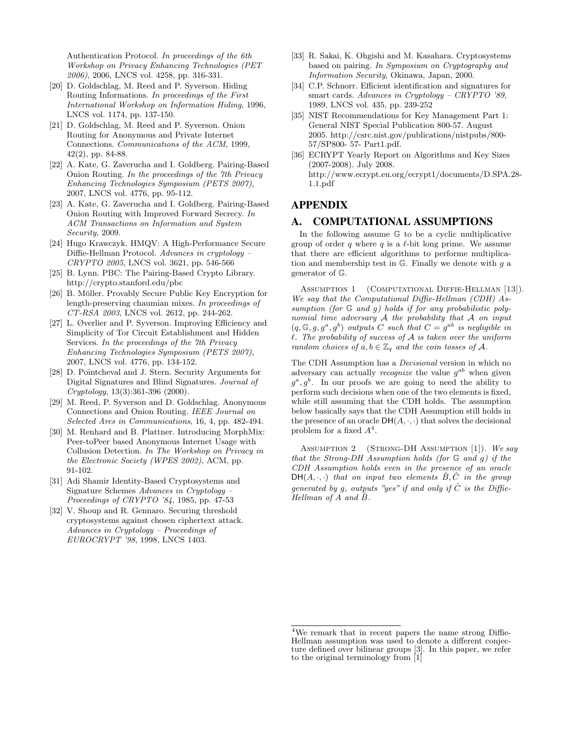Authentication Protocol. *In proceedings of the 6th Workshop on Privacy Enhancing Technologies (PET 2006)*, 2006, LNCS vol. 4258, pp. 316-331.

[20] D. Goldschlag, M. Reed and P. Syverson. Hiding Routing Informations. *In proceedings of the First International Workshop on Information Hiding*, 1996, LNCS vol. 1174, pp. 137-150.

[21] D. Goldschlag, M. Reed and P. Syverson. Onion Routing for Anonymous and Private Internet Connections. *Communications of the ACM*, 1999, 42(2), pp. 84-88.

[22] A. Kate, G. Zaverucha and I. Goldberg. Pairing-Based Onion Routing. *In the proceedings of the 7th Privacy Enhancing Technologies Symposium (PETS 2007)*, 2007, LNCS vol. 4776, pp. 95-112.

[23] A. Kate, G. Zaverucha and I. Goldberg. Pairing-Based Onion Routing with Improved Forward Secrecy. *In ACM Transactions on Information and System Security*, 2009.

[24] Hugo Krawczyk. HMQV: A High-Performance Secure Diffie-Hellman Protocol. *Advances in cryptology – CRYPTO 2005*, LNCS vol. 3621, pp. 546-566

[25] B. Lynn. PBC: The Pairing-Based Crypto Library. http://crypto.stanford.edu/pbc

[26] B. Möller. Provably Secure Public Key Encryption for length-preserving chaumian mixes. *In proceedings of CT-RSA 2003*, LNCS vol. 2612, pp. 244-262.

[27] L. Øverlier and P. Syverson. Improving Efficiency and Simplicity of Tor Circuit Establishment and Hidden Services. *In the proceedings of the 7th Privacy Enhancing Technologies Symposium (PETS 2007)*, 2007, LNCS vol. 4776, pp. 134-152.

[28] D. Pointcheval and J. Stern. Security Arguments for Digital Signatures and Blind Signatures. *Journal of Cryptology*, 13(3):361-396 (2000).

[29] M. Reed, P. Syverson and D. Goldschlag. Anonymous Connections and Onion Routing. *IEEE Journal on Selected Ares in Communications*, 16, 4, pp. 482-494.

[30] M. Renhard and B. Plattner. Introducing MorphMix: Peer-toPeer based Anonymous Internet Usage with Collusion Detection. *In The Workshop on Privacy in the Electronic Society (WPES 2002)*, ACM, pp. 91-102.

[31] Adi Shamir Identity-Based Cryptosystems and Signature Schemes *Advances in Cryptology – Proceedings of CRYPTO '84*, 1985, pp. 47-53

[32] V. Shoup and R. Gennaro. Securing threshold cryptosystems against chosen ciphertext attack. *Advances in Cryptology – Proceedings of EUROCRYPT '98*, 1998, LNCS 1403.

[33] R. Sakai, K. Ohgishi and M. Kasahara. Cryptosystems based on pairing. *In Symposium on Cryptography and Information Security*, Okinawa, Japan, 2000.

[34] C.P. Schnorr. Efficient identification and signatures for smart cards. *Advances in Cryptology – CRYPTO '89*, 1989, LNCS vol. 435, pp. 239-252

[35] NIST Recommendations for Key Management Part 1: General NIST Special Publication 800-57. August 2005. http://csrc.nist.gov/publications/nistpubs/800-57/SP800- 57- Part1.pdf.

[36] ECRYPT Yearly Report on Algorithms and Key Sizes (2007-2008). July 2008. http://www.ecrypt.eu.org/ecrypt1/documents/D.SPA.28-1.1.pdf

# APPENDIX

## A. COMPUTATIONAL ASSUMPTIONS

In the following assume $\mathbb{G}$ to be a cyclic multiplicative group of order $q$ where $q$ is a $\ell$-bit long prime. We assume that there are efficient algorithms to performe multiplication and membership test in $\mathbb{G}$. Finally we denote with $g$ a generator of $\mathbb{G}$.

Assumption 1 (Computational Diffie-Hellman [13]). *We say that the Computational Diffie-Hellman (CDH) Assumption (for $\mathbb{G}$ and $g$) holds if for any probabilistic polynomial time adversary $\mathcal{A}$ the probability that $\mathcal{A}$ on input $(q, \mathbb{G}, g, g^a, g^b)$ outputs $C$ such that $C = g^{ab}$ is negligible in $\ell$. The probability of success of $\mathcal{A}$ is taken over the uniform random choices of $a, b \in \mathbb{Z}_q$ and the coin tosses of $\mathcal{A}$.*

The CDH Assumption has a *Decisional* version in which no adversary can actually *recognize* the value $g^{ab}$ when given $g^a, g^b$. In our proofs we are going to need the ability to perform such decisions when one of the two elements is fixed, while still assuming that the CDH holds. The assumption below basically says that the CDH Assumption still holds in the presence of an oracle $\mathsf{DH}(A, \cdot, \cdot)$ that solves the decisional problem for a fixed $A$[4].

Assumption 2 (Strong-DH Assumption [1]). *We say that the Strong-DH Assumption holds (for $\mathbb{G}$ and $g$) if the CDH Assumption holds even in the presence of an oracle $\mathsf{DH}(A, \cdot, \cdot)$ that on input two elements $\hat{B}, \hat{C}$ in the group generated by $g$, outputs "yes" if and only if $\hat{C}$ is the Diffie-Hellman of $A$ and $\hat{B}$.*

[4]We remark that in recent papers the name strong Diffie-Hellman assumption was used to denote a different conjecture defined over bilinear groups [3]. In this paper, we refer to the original terminology from [1]